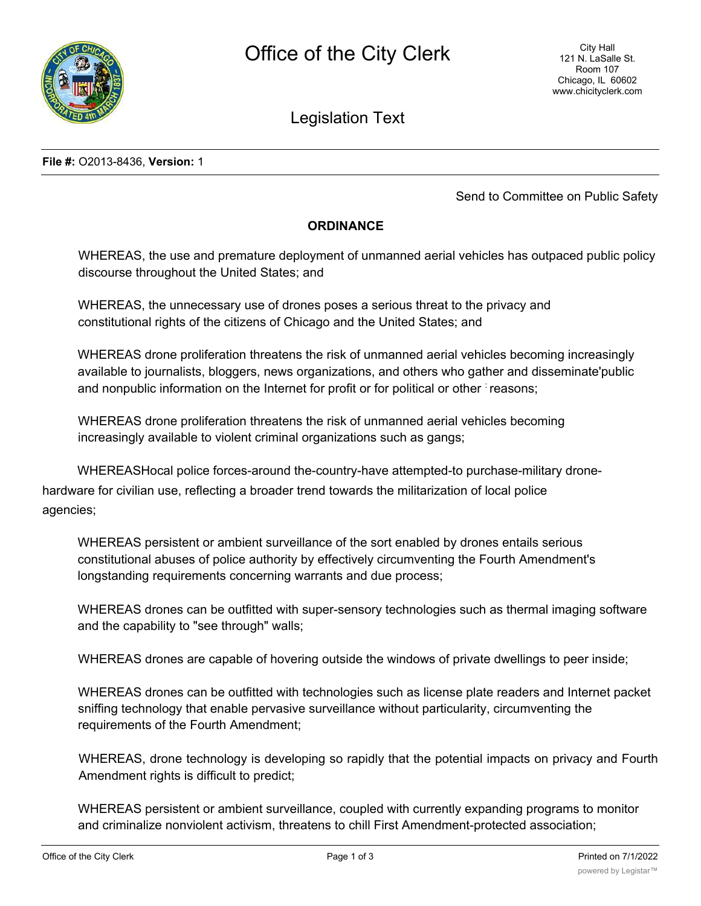# Office of the City Clerk

City Hall
121 N. LaSalle St.
Room 107
Chicago, IL 60602
www.chicityclerk.com

## Legislation Text

**File #:** O2013-8436, **Version:** 1

Send to Committee on Public Safety

**ORDINANCE**

WHEREAS, the use and premature deployment of unmanned aerial vehicles has outpaced public policy discourse throughout the United States; and

WHEREAS, the unnecessary use of drones poses a serious threat to the privacy and constitutional rights of the citizens of Chicago and the United States; and

WHEREAS drone proliferation threatens the risk of unmanned aerial vehicles becoming increasingly available to journalists, bloggers, news organizations, and others who gather and disseminate'public and nonpublic information on the Internet for profit or for political or other reasons;

WHEREAS drone proliferation threatens the risk of unmanned aerial vehicles becoming increasingly available to violent criminal organizations such as gangs;

WHEREASHocal police forces-around the-country-have attempted-to purchase-military drone-hardware for civilian use, reflecting a broader trend towards the militarization of local police agencies;

WHEREAS persistent or ambient surveillance of the sort enabled by drones entails serious constitutional abuses of police authority by effectively circumventing the Fourth Amendment's longstanding requirements concerning warrants and due process;

WHEREAS drones can be outfitted with super-sensory technologies such as thermal imaging software and the capability to "see through" walls;

WHEREAS drones are capable of hovering outside the windows of private dwellings to peer inside;

WHEREAS drones can be outfitted with technologies such as license plate readers and Internet packet sniffing technology that enable pervasive surveillance without particularity, circumventing the requirements of the Fourth Amendment;

WHEREAS, drone technology is developing so rapidly that the potential impacts on privacy and Fourth Amendment rights is difficult to predict;

WHEREAS persistent or ambient surveillance, coupled with currently expanding programs to monitor and criminalize nonviolent activism, threatens to chill First Amendment-protected association;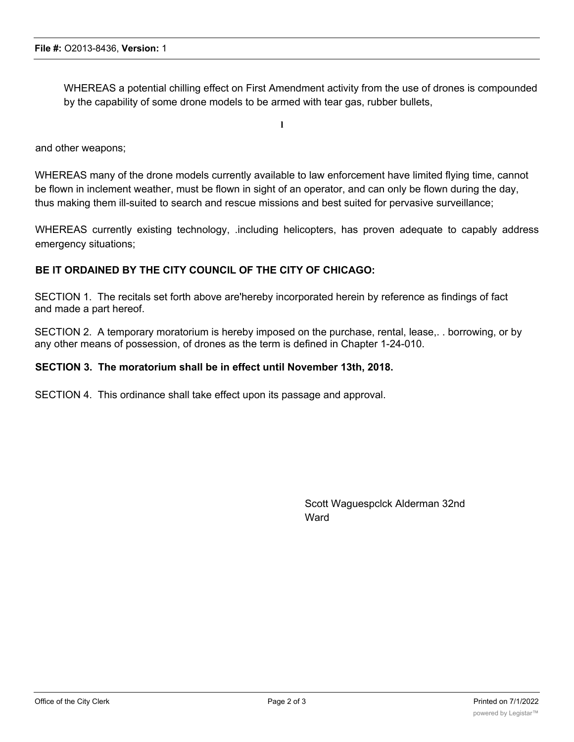WHEREAS a potential chilling effect on First Amendment activity from the use of drones is compounded by the capability of some drone models to be armed with tear gas, rubber bullets,

l

and other weapons;

WHEREAS many of the drone models currently available to law enforcement have limited flying time, cannot be flown in inclement weather, must be flown in sight of an operator, and can only be flown during the day, thus making them ill-suited to search and rescue missions and best suited for pervasive surveillance;

WHEREAS currently existing technology, .including helicopters, has proven adequate to capably address emergency situations;

**BE IT ORDAINED BY THE CITY COUNCIL OF THE CITY OF CHICAGO:**

SECTION 1. The recitals set forth above are'hereby incorporated herein by reference as findings of fact and made a part hereof.

SECTION 2. A temporary moratorium is hereby imposed on the purchase, rental, lease,. . borrowing, or by any other means of possession, of drones as the term is defined in Chapter 1-24-010.

**SECTION 3. The moratorium shall be in effect until November 13th, 2018.**

SECTION 4. This ordinance shall take effect upon its passage and approval.

Scott Waguespclck Alderman 32nd Ward